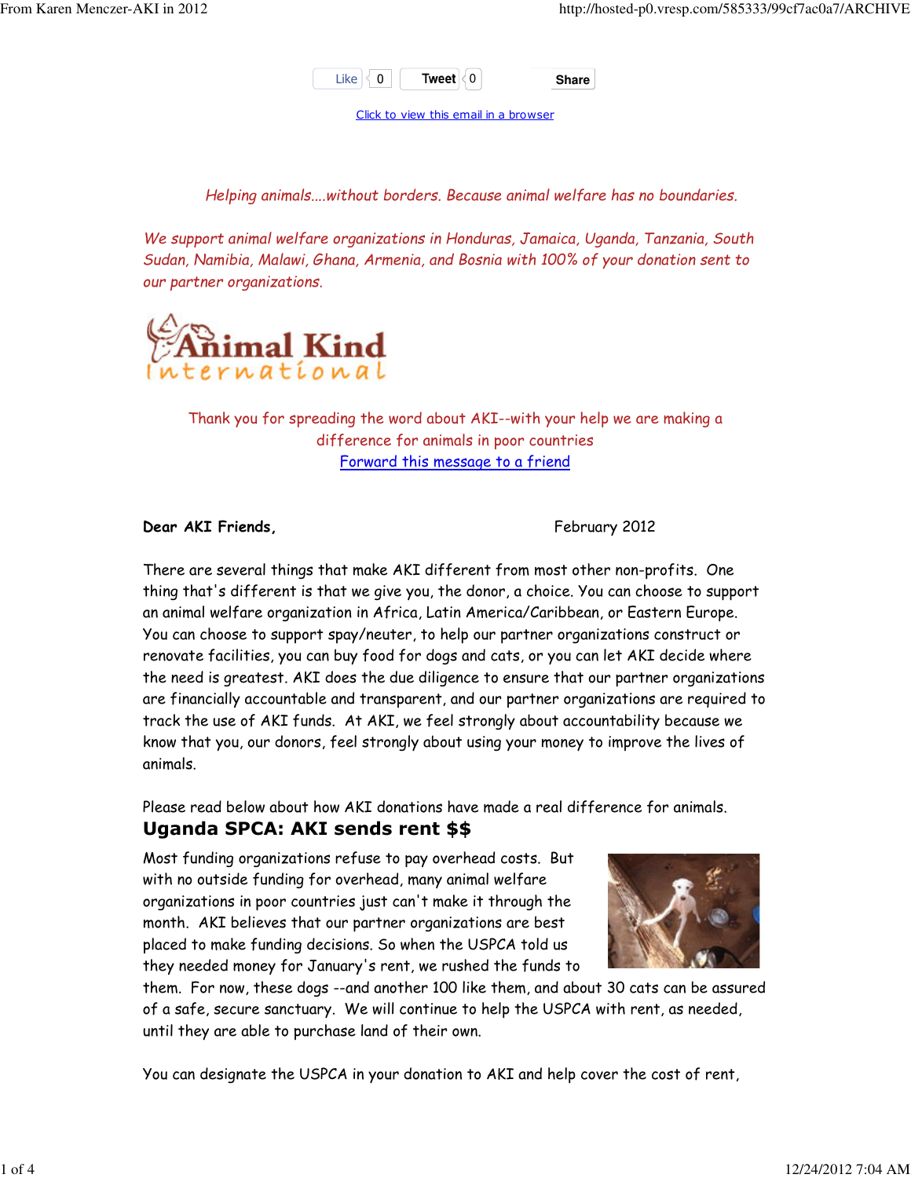Like 0 Tweet 0 Share

Click to view this email in a browser

*Helping animals....without borders. Because animal welfare has no boundaries.*

*We support animal welfare organizations in Honduras, Jamaica, Uganda, Tanzania, South Sudan, Namibia, Malawi, Ghana, Armenia, and Bosnia with 100% of your donation sent to our partner organizations.*

Animal Kind International

Thank you for spreading the word about AKI--with your help we are making a difference for animals in poor countries

Forward this message to a friend

**Dear AKI Friends,** February 2012

There are several things that make AKI different from most other non-profits. One thing that's different is that we give you, the donor, a choice. You can choose to support an animal welfare organization in Africa, Latin America/Caribbean, or Eastern Europe. You can choose to support spay/neuter, to help our partner organizations construct or renovate facilities, you can buy food for dogs and cats, or you can let AKI decide where the need is greatest. AKI does the due diligence to ensure that our partner organizations are financially accountable and transparent, and our partner organizations are required to track the use of AKI funds. At AKI, we feel strongly about accountability because we know that you, our donors, feel strongly about using your money to improve the lives of animals.

Please read below about how AKI donations have made a real difference for animals.

## Uganda SPCA: AKI sends rent $$

Most funding organizations refuse to pay overhead costs. But with no outside funding for overhead, many animal welfare organizations in poor countries just can't make it through the month. AKI believes that our partner organizations are best placed to make funding decisions. So when the USPCA told us they needed money for January's rent, we rushed the funds to them. For now, these dogs --and another 100 like them, and about 30 cats can be assured of a safe, secure sanctuary. We will continue to help the USPCA with rent, as needed, until they are able to purchase land of their own.

You can designate the USPCA in your donation to AKI and help cover the cost of rent,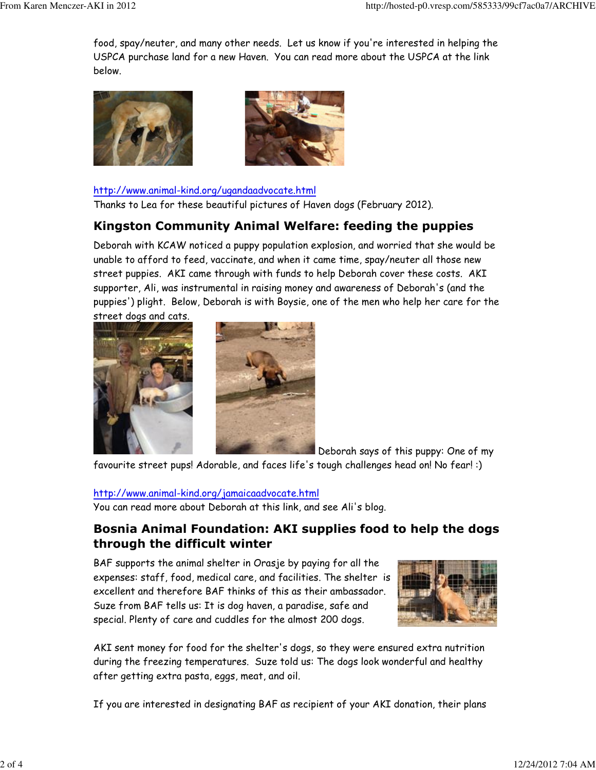food, spay/neuter, and many other needs. Let us know if you're interested in helping the USPCA purchase land for a new Haven. You can read more about the USPCA at the link below.

http://www.animal-kind.org/ugandaadvocate.html
Thanks to Lea for these beautiful pictures of Haven dogs (February 2012).

## Kingston Community Animal Welfare: feeding the puppies

Deborah with KCAW noticed a puppy population explosion, and worried that she would be unable to afford to feed, vaccinate, and when it came time, spay/neuter all those new street puppies. AKI came through with funds to help Deborah cover these costs. AKI supporter, Ali, was instrumental in raising money and awareness of Deborah's (and the puppies') plight. Below, Deborah is with Boysie, one of the men who help her care for the street dogs and cats.

Deborah says of this puppy: One of my favourite street pups! Adorable, and faces life's tough challenges head on! No fear! :)

http://www.animal-kind.org/jamaicaadvocate.html
You can read more about Deborah at this link, and see Ali's blog.

## Bosnia Animal Foundation: AKI supplies food to help the dogs through the difficult winter

BAF supports the animal shelter in Orasje by paying for all the expenses: staff, food, medical care, and facilities. The shelter is excellent and therefore BAF thinks of this as their ambassador. Suze from BAF tells us: It is dog haven, a paradise, safe and special. Plenty of care and cuddles for the almost 200 dogs.

AKI sent money for food for the shelter's dogs, so they were ensured extra nutrition during the freezing temperatures. Suze told us: The dogs look wonderful and healthy after getting extra pasta, eggs, meat, and oil.

If you are interested in designating BAF as recipient of your AKI donation, their plans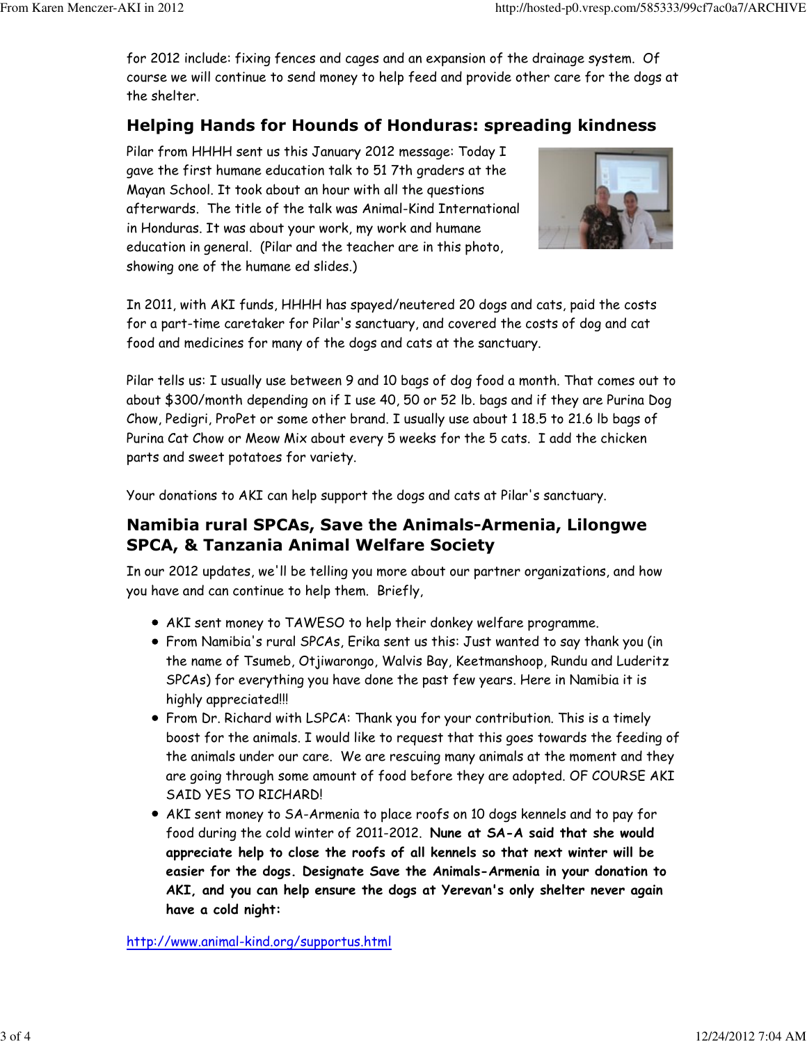for 2012 include: fixing fences and cages and an expansion of the drainage system. Of course we will continue to send money to help feed and provide other care for the dogs at the shelter.

## Helping Hands for Hounds of Honduras: spreading kindness

Pilar from HHHH sent us this January 2012 message: Today I gave the first humane education talk to 51 7th graders at the Mayan School. It took about an hour with all the questions afterwards. The title of the talk was Animal-Kind International in Honduras. It was about your work, my work and humane education in general. (Pilar and the teacher are in this photo, showing one of the humane ed slides.)

In 2011, with AKI funds, HHHH has spayed/neutered 20 dogs and cats, paid the costs for a part-time caretaker for Pilar's sanctuary, and covered the costs of dog and cat food and medicines for many of the dogs and cats at the sanctuary.

Pilar tells us: I usually use between 9 and 10 bags of dog food a month. That comes out to about $300/month depending on if I use 40, 50 or 52 lb. bags and if they are Purina Dog Chow, Pedigri, ProPet or some other brand. I usually use about 1 18.5 to 21.6 lb bags of Purina Cat Chow or Meow Mix about every 5 weeks for the 5 cats. I add the chicken parts and sweet potatoes for variety.

Your donations to AKI can help support the dogs and cats at Pilar's sanctuary.

## Namibia rural SPCAs, Save the Animals-Armenia, Lilongwe SPCA, & Tanzania Animal Welfare Society

In our 2012 updates, we'll be telling you more about our partner organizations, and how you have and can continue to help them. Briefly,

- AKI sent money to TAWESO to help their donkey welfare programme.
- From Namibia's rural SPCAs, Erika sent us this: Just wanted to say thank you (in the name of Tsumeb, Otjiwarongo, Walvis Bay, Keetmanshoop, Rundu and Luderitz SPCAs) for everything you have done the past few years. Here in Namibia it is highly appreciated!!!
- From Dr. Richard with LSPCA: Thank you for your contribution. This is a timely boost for the animals. I would like to request that this goes towards the feeding of the animals under our care. We are rescuing many animals at the moment and they are going through some amount of food before they are adopted. OF COURSE AKI SAID YES TO RICHARD!
- AKI sent money to SA-Armenia to place roofs on 10 dogs kennels and to pay for food during the cold winter of 2011-2012. **Nune at SA-A said that she would appreciate help to close the roofs of all kennels so that next winter will be easier for the dogs. Designate Save the Animals-Armenia in your donation to AKI, and you can help ensure the dogs at Yerevan's only shelter never again have a cold night:**

http://www.animal-kind.org/supportus.html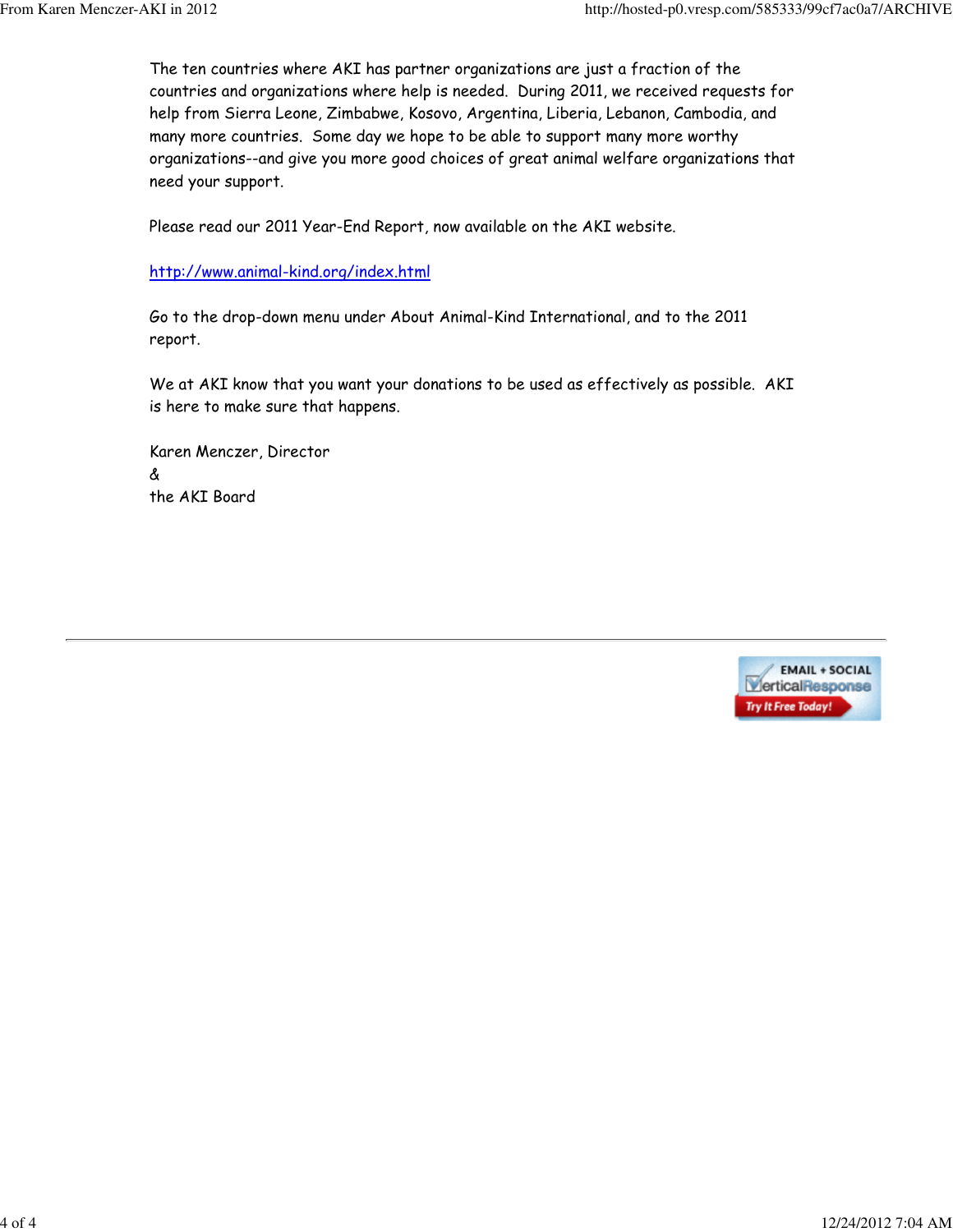The ten countries where AKI has partner organizations are just a fraction of the countries and organizations where help is needed. During 2011, we received requests for help from Sierra Leone, Zimbabwe, Kosovo, Argentina, Liberia, Lebanon, Cambodia, and many more countries. Some day we hope to be able to support many more worthy organizations--and give you more good choices of great animal welfare organizations that need your support.

Please read our 2011 Year-End Report, now available on the AKI website.

http://www.animal-kind.org/index.html

Go to the drop-down menu under About Animal-Kind International, and to the 2011 report.

We at AKI know that you want your donations to be used as effectively as possible. AKI is here to make sure that happens.

Karen Menczer, Director
&
the AKI Board

EMAIL + SOCIAL VerticalResponse Try It Free Today!